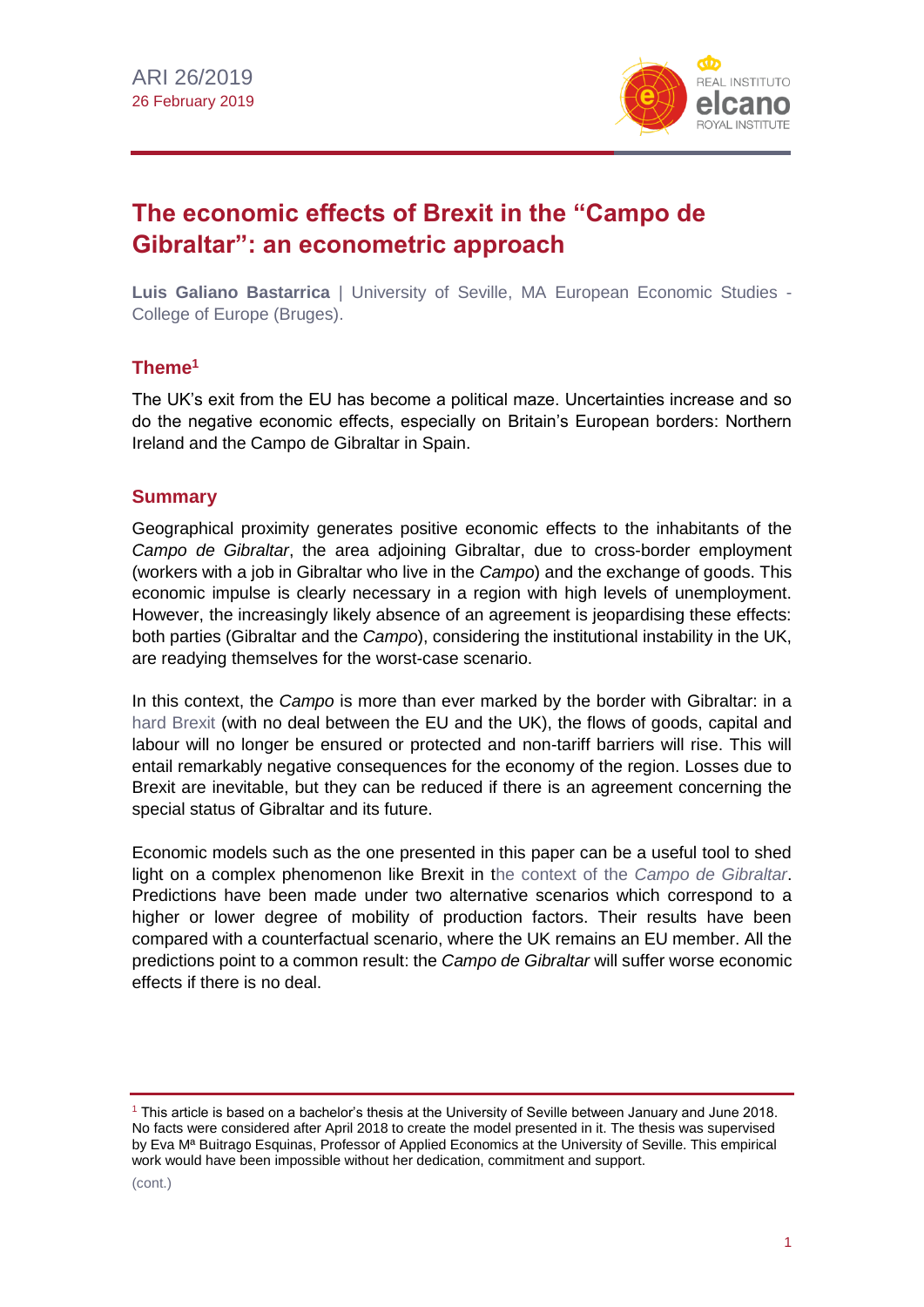ARI 26/2019
26 February 2019

# The economic effects of Brexit in the "Campo de Gibraltar": an econometric approach

**Luis Galiano Bastarrica** | University of Seville, MA European Economic Studies - College of Europe (Bruges).

## Theme[1]

The UK's exit from the EU has become a political maze. Uncertainties increase and so do the negative economic effects, especially on Britain's European borders: Northern Ireland and the Campo de Gibraltar in Spain.

## Summary

Geographical proximity generates positive economic effects to the inhabitants of the *Campo de Gibraltar*, the area adjoining Gibraltar, due to cross-border employment (workers with a job in Gibraltar who live in the *Campo*) and the exchange of goods. This economic impulse is clearly necessary in a region with high levels of unemployment. However, the increasingly likely absence of an agreement is jeopardising these effects: both parties (Gibraltar and the *Campo*), considering the institutional instability in the UK, are readying themselves for the worst-case scenario.

In this context, the *Campo* is more than ever marked by the border with Gibraltar: in a hard Brexit (with no deal between the EU and the UK), the flows of goods, capital and labour will no longer be ensured or protected and non-tariff barriers will rise. This will entail remarkably negative consequences for the economy of the region. Losses due to Brexit are inevitable, but they can be reduced if there is an agreement concerning the special status of Gibraltar and its future.

Economic models such as the one presented in this paper can be a useful tool to shed light on a complex phenomenon like Brexit in the context of the *Campo de Gibraltar*. Predictions have been made under two alternative scenarios which correspond to a higher or lower degree of mobility of production factors. Their results have been compared with a counterfactual scenario, where the UK remains an EU member. All the predictions point to a common result: the *Campo de Gibraltar* will suffer worse economic effects if there is no deal.

---

[1] This article is based on a bachelor's thesis at the University of Seville between January and June 2018. No facts were considered after April 2018 to create the model presented in it. The thesis was supervised by Eva Mª Buitrago Esquinas, Professor of Applied Economics at the University of Seville. This empirical work would have been impossible without her dedication, commitment and support.

(cont.)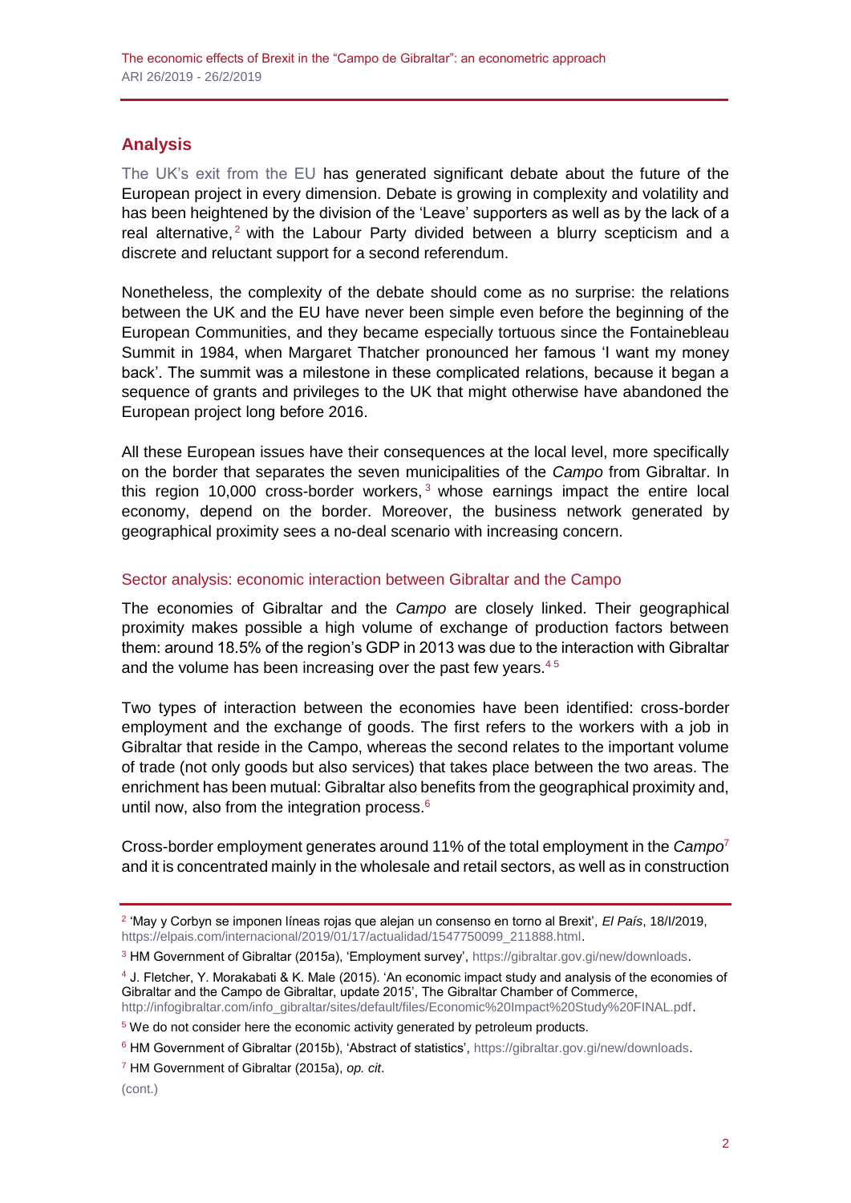## Analysis

The UK's exit from the EU has generated significant debate about the future of the European project in every dimension. Debate is growing in complexity and volatility and has been heightened by the division of the 'Leave' supporters as well as by the lack of a real alternative,[2] with the Labour Party divided between a blurry scepticism and a discrete and reluctant support for a second referendum.

Nonetheless, the complexity of the debate should come as no surprise: the relations between the UK and the EU have never been simple even before the beginning of the European Communities, and they became especially tortuous since the Fontainebleau Summit in 1984, when Margaret Thatcher pronounced her famous 'I want my money back'. The summit was a milestone in these complicated relations, because it began a sequence of grants and privileges to the UK that might otherwise have abandoned the European project long before 2016.

All these European issues have their consequences at the local level, more specifically on the border that separates the seven municipalities of the *Campo* from Gibraltar. In this region 10,000 cross-border workers,[3] whose earnings impact the entire local economy, depend on the border. Moreover, the business network generated by geographical proximity sees a no-deal scenario with increasing concern.

### Sector analysis: economic interaction between Gibraltar and the Campo

The economies of Gibraltar and the *Campo* are closely linked. Their geographical proximity makes possible a high volume of exchange of production factors between them: around 18.5% of the region's GDP in 2013 was due to the interaction with Gibraltar and the volume has been increasing over the past few years.[4][5]

Two types of interaction between the economies have been identified: cross-border employment and the exchange of goods. The first refers to the workers with a job in Gibraltar that reside in the Campo, whereas the second relates to the important volume of trade (not only goods but also services) that takes place between the two areas. The enrichment has been mutual: Gibraltar also benefits from the geographical proximity and, until now, also from the integration process.[6]

Cross-border employment generates around 11% of the total employment in the *Campo*[7] and it is concentrated mainly in the wholesale and retail sectors, as well as in construction

---

[2] 'May y Corbyn se imponen líneas rojas que alejan un consenso en torno al Brexit', *El País*, 18/I/2019, https://elpais.com/internacional/2019/01/17/actualidad/1547750099_211888.html.

[3] HM Government of Gibraltar (2015a), 'Employment survey', https://gibraltar.gov.gi/new/downloads.

[4] J. Fletcher, Y. Morakabati & K. Male (2015). 'An economic impact study and analysis of the economies of Gibraltar and the Campo de Gibraltar, update 2015', The Gibraltar Chamber of Commerce, http://infogibraltar.com/info_gibraltar/sites/default/files/Economic%20Impact%20Study%20FINAL.pdf.

[5] We do not consider here the economic activity generated by petroleum products.

[6] HM Government of Gibraltar (2015b), 'Abstract of statistics', https://gibraltar.gov.gi/new/downloads.

[7] HM Government of Gibraltar (2015a), *op. cit*.

(cont.)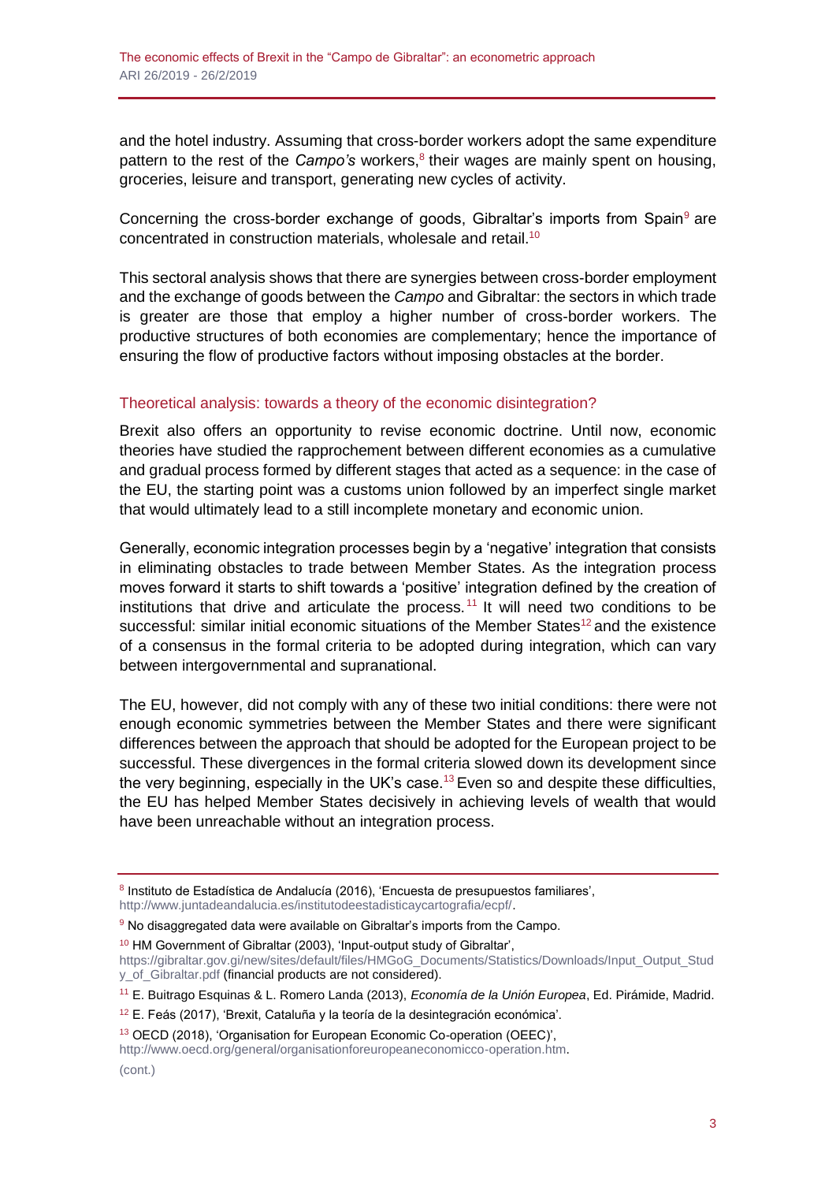and the hotel industry. Assuming that cross-border workers adopt the same expenditure pattern to the rest of the *Campo's* workers,[8] their wages are mainly spent on housing, groceries, leisure and transport, generating new cycles of activity.

Concerning the cross-border exchange of goods, Gibraltar's imports from Spain[9] are concentrated in construction materials, wholesale and retail.[10]

This sectoral analysis shows that there are synergies between cross-border employment and the exchange of goods between the *Campo* and Gibraltar: the sectors in which trade is greater are those that employ a higher number of cross-border workers. The productive structures of both economies are complementary; hence the importance of ensuring the flow of productive factors without imposing obstacles at the border.

## Theoretical analysis: towards a theory of the economic disintegration?

Brexit also offers an opportunity to revise economic doctrine. Until now, economic theories have studied the rapprochement between different economies as a cumulative and gradual process formed by different stages that acted as a sequence: in the case of the EU, the starting point was a customs union followed by an imperfect single market that would ultimately lead to a still incomplete monetary and economic union.

Generally, economic integration processes begin by a 'negative' integration that consists in eliminating obstacles to trade between Member States. As the integration process moves forward it starts to shift towards a 'positive' integration defined by the creation of institutions that drive and articulate the process.[11] It will need two conditions to be successful: similar initial economic situations of the Member States[12] and the existence of a consensus in the formal criteria to be adopted during integration, which can vary between intergovernmental and supranational.

The EU, however, did not comply with any of these two initial conditions: there were not enough economic symmetries between the Member States and there were significant differences between the approach that should be adopted for the European project to be successful. These divergences in the formal criteria slowed down its development since the very beginning, especially in the UK's case.[13] Even so and despite these difficulties, the EU has helped Member States decisively in achieving levels of wealth that would have been unreachable without an integration process.

---

[8] Instituto de Estadística de Andalucía (2016), 'Encuesta de presupuestos familiares', http://www.juntadeandalucia.es/institutodeestadisticaycartografia/ecpf/.

[9] No disaggregated data were available on Gibraltar's imports from the Campo.

[10] HM Government of Gibraltar (2003), 'Input-output study of Gibraltar', https://gibraltar.gov.gi/new/sites/default/files/HMGoG_Documents/Statistics/Downloads/Input_Output_Study_of_Gibraltar.pdf (financial products are not considered).

[11] E. Buitrago Esquinas & L. Romero Landa (2013), *Economía de la Unión Europea*, Ed. Pirámide, Madrid.

[12] E. Feás (2017), 'Brexit, Cataluña y la teoría de la desintegración económica'.

[13] OECD (2018), 'Organisation for European Economic Co-operation (OEEC)', http://www.oecd.org/general/organisationforeuropeaneconomicco-operation.htm.

(cont.)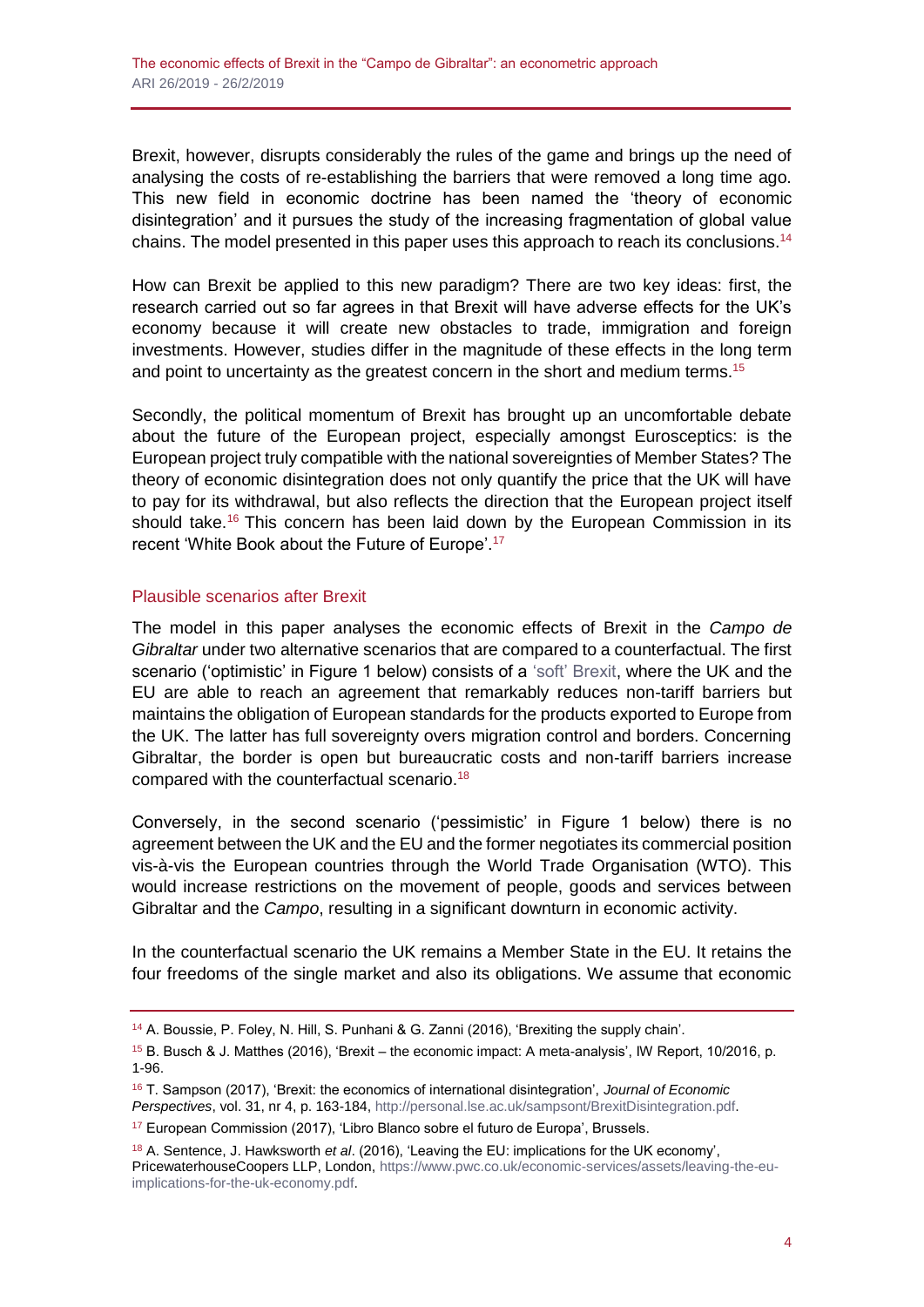Brexit, however, disrupts considerably the rules of the game and brings up the need of analysing the costs of re-establishing the barriers that were removed a long time ago. This new field in economic doctrine has been named the 'theory of economic disintegration' and it pursues the study of the increasing fragmentation of global value chains. The model presented in this paper uses this approach to reach its conclusions.[14]

How can Brexit be applied to this new paradigm? There are two key ideas: first, the research carried out so far agrees in that Brexit will have adverse effects for the UK's economy because it will create new obstacles to trade, immigration and foreign investments. However, studies differ in the magnitude of these effects in the long term and point to uncertainty as the greatest concern in the short and medium terms.[15]

Secondly, the political momentum of Brexit has brought up an uncomfortable debate about the future of the European project, especially amongst Eurosceptics: is the European project truly compatible with the national sovereignties of Member States? The theory of economic disintegration does not only quantify the price that the UK will have to pay for its withdrawal, but also reflects the direction that the European project itself should take.[16] This concern has been laid down by the European Commission in its recent 'White Book about the Future of Europe'.[17]

## Plausible scenarios after Brexit

The model in this paper analyses the economic effects of Brexit in the *Campo de Gibraltar* under two alternative scenarios that are compared to a counterfactual. The first scenario ('optimistic' in Figure 1 below) consists of a 'soft' Brexit, where the UK and the EU are able to reach an agreement that remarkably reduces non-tariff barriers but maintains the obligation of European standards for the products exported to Europe from the UK. The latter has full sovereignty overs migration control and borders. Concerning Gibraltar, the border is open but bureaucratic costs and non-tariff barriers increase compared with the counterfactual scenario.[18]

Conversely, in the second scenario ('pessimistic' in Figure 1 below) there is no agreement between the UK and the EU and the former negotiates its commercial position vis-à-vis the European countries through the World Trade Organisation (WTO). This would increase restrictions on the movement of people, goods and services between Gibraltar and the *Campo*, resulting in a significant downturn in economic activity.

In the counterfactual scenario the UK remains a Member State in the EU. It retains the four freedoms of the single market and also its obligations. We assume that economic

---

[14] A. Boussie, P. Foley, N. Hill, S. Punhani & G. Zanni (2016), 'Brexiting the supply chain'.

[15] B. Busch & J. Matthes (2016), 'Brexit – the economic impact: A meta-analysis', IW Report, 10/2016, p. 1-96.

[16] T. Sampson (2017), 'Brexit: the economics of international disintegration', *Journal of Economic Perspectives*, vol. 31, nr 4, p. 163-184, http://personal.lse.ac.uk/sampsont/BrexitDisintegration.pdf.

[17] European Commission (2017), 'Libro Blanco sobre el futuro de Europa', Brussels.

[18] A. Sentence, J. Hawksworth *et al*. (2016), 'Leaving the EU: implications for the UK economy', PricewaterhouseCoopers LLP, London, https://www.pwc.co.uk/economic-services/assets/leaving-the-eu-implications-for-the-uk-economy.pdf.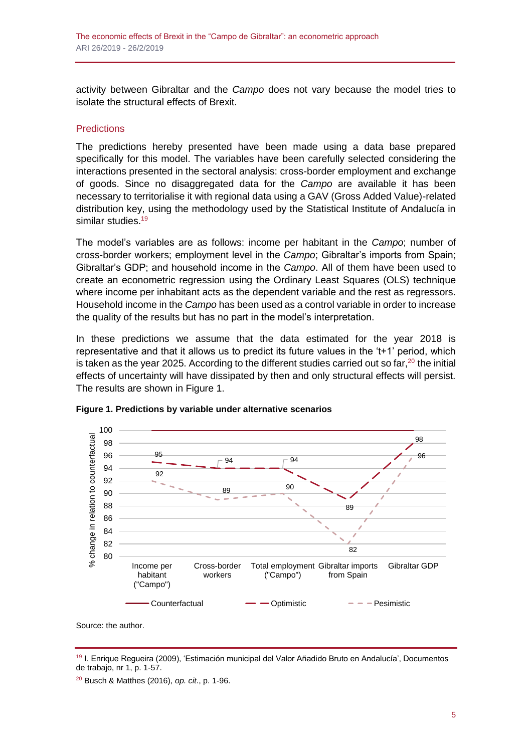activity between Gibraltar and the *Campo* does not vary because the model tries to isolate the structural effects of Brexit.

## Predictions

The predictions hereby presented have been made using a data base prepared specifically for this model. The variables have been carefully selected considering the interactions presented in the sectoral analysis: cross-border employment and exchange of goods. Since no disaggregated data for the *Campo* are available it has been necessary to territorialise it with regional data using a GAV (Gross Added Value)-related distribution key, using the methodology used by the Statistical Institute of Andalucía in similar studies.[19]

The model's variables are as follows: income per habitant in the *Campo*; number of cross-border workers; employment level in the *Campo*; Gibraltar's imports from Spain; Gibraltar's GDP; and household income in the *Campo*. All of them have been used to create an econometric regression using the Ordinary Least Squares (OLS) technique where income per inhabitant acts as the dependent variable and the rest as regressors. Household income in the *Campo* has been used as a control variable in order to increase the quality of the results but has no part in the model's interpretation.

In these predictions we assume that the data estimated for the year 2018 is representative and that it allows us to predict its future values in the 't+1' period, which is taken as the year 2025. According to the different studies carried out so far,[20] the initial effects of uncertainty will have dissipated by then and only structural effects will persist. The results are shown in Figure 1.

**Figure 1. Predictions by variable under alternative scenarios**

| % change in relation to counterfactual | Income per habitant ("Campo") | Cross-border workers | Total employment ("Campo") | Gibraltar imports from Spain | Gibraltar GDP |
|---|---|---|---|---|---|
| Counterfactual | 100 | 100 | 100 | 100 | 100 |
| Optimistic | 95 | 94 | 94 | 89 | 98 |
| Pesimistic | 92 | 89 | 90 | 82 | 96 |

Source: the author.

[19] I. Enrique Regueira (2009), 'Estimación municipal del Valor Añadido Bruto en Andalucía', Documentos de trabajo, nr 1, p. 1-57.

[20] Busch & Matthes (2016), *op. cit*., p. 1-96.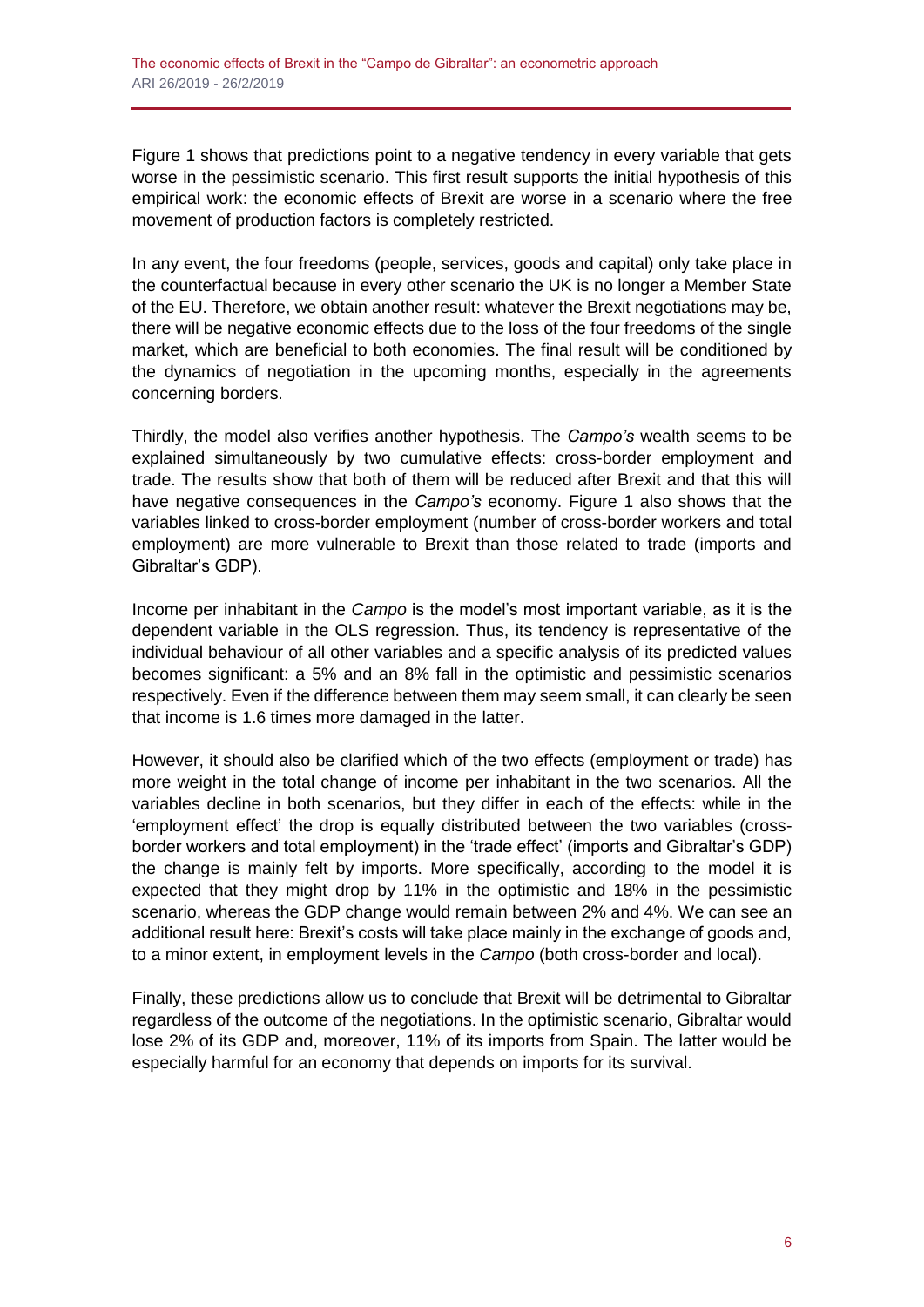Figure 1 shows that predictions point to a negative tendency in every variable that gets worse in the pessimistic scenario. This first result supports the initial hypothesis of this empirical work: the economic effects of Brexit are worse in a scenario where the free movement of production factors is completely restricted.

In any event, the four freedoms (people, services, goods and capital) only take place in the counterfactual because in every other scenario the UK is no longer a Member State of the EU. Therefore, we obtain another result: whatever the Brexit negotiations may be, there will be negative economic effects due to the loss of the four freedoms of the single market, which are beneficial to both economies. The final result will be conditioned by the dynamics of negotiation in the upcoming months, especially in the agreements concerning borders.

Thirdly, the model also verifies another hypothesis. The *Campo's* wealth seems to be explained simultaneously by two cumulative effects: cross-border employment and trade. The results show that both of them will be reduced after Brexit and that this will have negative consequences in the *Campo's* economy. Figure 1 also shows that the variables linked to cross-border employment (number of cross-border workers and total employment) are more vulnerable to Brexit than those related to trade (imports and Gibraltar's GDP).

Income per inhabitant in the *Campo* is the model's most important variable, as it is the dependent variable in the OLS regression. Thus, its tendency is representative of the individual behaviour of all other variables and a specific analysis of its predicted values becomes significant: a 5% and an 8% fall in the optimistic and pessimistic scenarios respectively. Even if the difference between them may seem small, it can clearly be seen that income is 1.6 times more damaged in the latter.

However, it should also be clarified which of the two effects (employment or trade) has more weight in the total change of income per inhabitant in the two scenarios. All the variables decline in both scenarios, but they differ in each of the effects: while in the 'employment effect' the drop is equally distributed between the two variables (cross-border workers and total employment) in the 'trade effect' (imports and Gibraltar's GDP) the change is mainly felt by imports. More specifically, according to the model it is expected that they might drop by 11% in the optimistic and 18% in the pessimistic scenario, whereas the GDP change would remain between 2% and 4%. We can see an additional result here: Brexit's costs will take place mainly in the exchange of goods and, to a minor extent, in employment levels in the *Campo* (both cross-border and local).

Finally, these predictions allow us to conclude that Brexit will be detrimental to Gibraltar regardless of the outcome of the negotiations. In the optimistic scenario, Gibraltar would lose 2% of its GDP and, moreover, 11% of its imports from Spain. The latter would be especially harmful for an economy that depends on imports for its survival.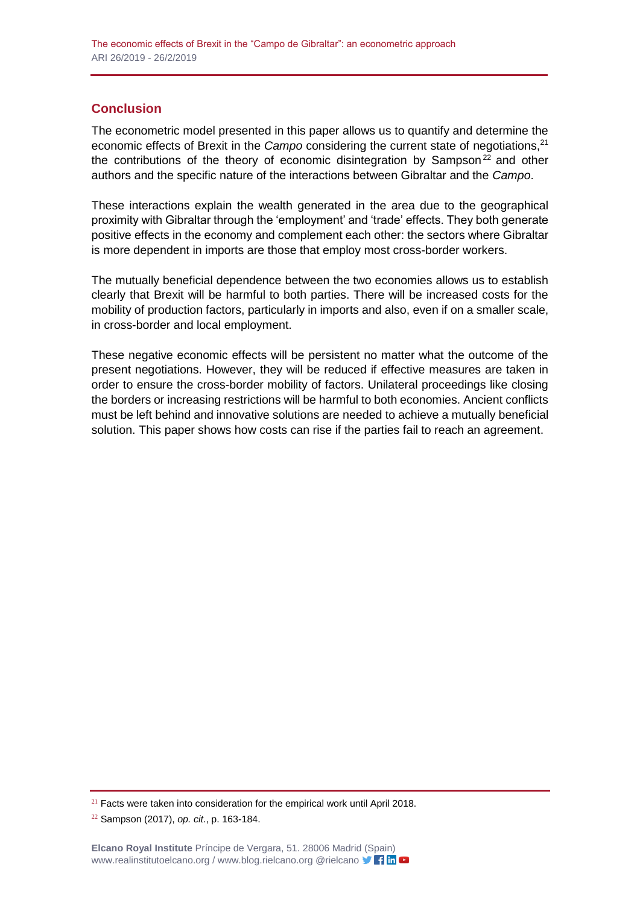## Conclusion

The econometric model presented in this paper allows us to quantify and determine the economic effects of Brexit in the *Campo* considering the current state of negotiations,[21] the contributions of the theory of economic disintegration by Sampson[22] and other authors and the specific nature of the interactions between Gibraltar and the *Campo*.

These interactions explain the wealth generated in the area due to the geographical proximity with Gibraltar through the 'employment' and 'trade' effects. They both generate positive effects in the economy and complement each other: the sectors where Gibraltar is more dependent in imports are those that employ most cross-border workers.

The mutually beneficial dependence between the two economies allows us to establish clearly that Brexit will be harmful to both parties. There will be increased costs for the mobility of production factors, particularly in imports and also, even if on a smaller scale, in cross-border and local employment.

These negative economic effects will be persistent no matter what the outcome of the present negotiations. However, they will be reduced if effective measures are taken in order to ensure the cross-border mobility of factors. Unilateral proceedings like closing the borders or increasing restrictions will be harmful to both economies. Ancient conflicts must be left behind and innovative solutions are needed to achieve a mutually beneficial solution. This paper shows how costs can rise if the parties fail to reach an agreement.

[21] Facts were taken into consideration for the empirical work until April 2018.

[22] Sampson (2017), *op. cit*., p. 163-184.